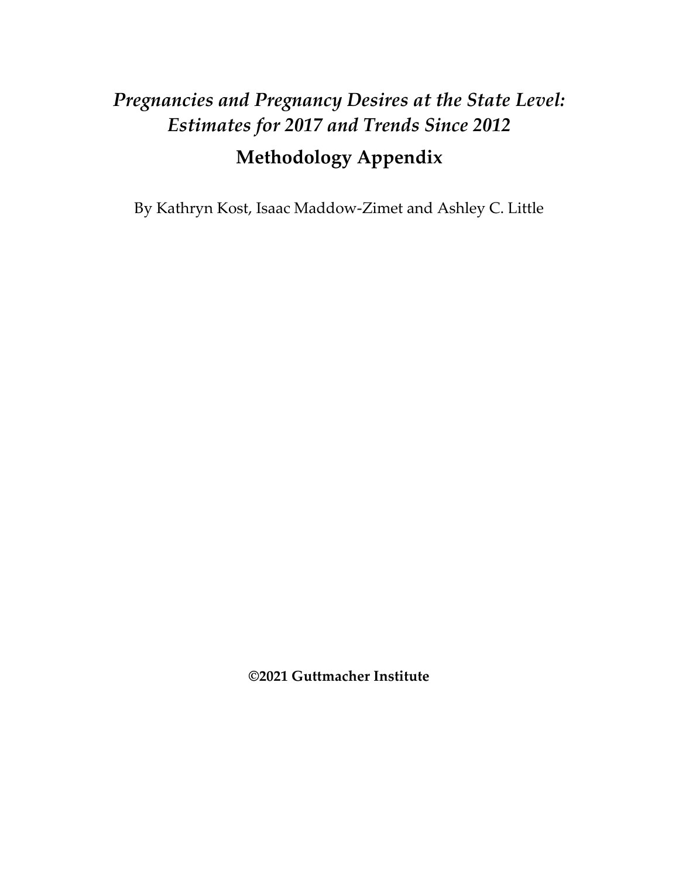# *Pregnancies and Pregnancy Desires at the State Level: Estimates for 2017 and Trends Since 2012*

## Methodology Appendix

By Kathryn Kost, Isaac Maddow-Zimet and Ashley C. Little

**©2021 Guttmacher Institute**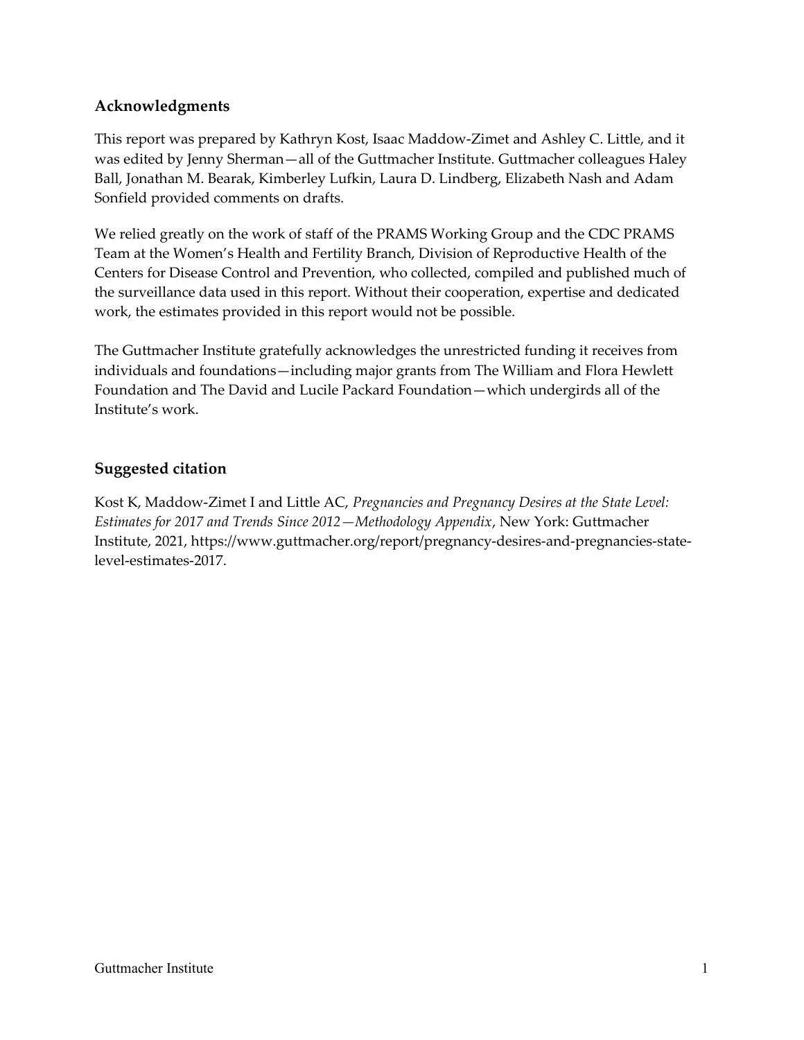## Acknowledgments

This report was prepared by Kathryn Kost, Isaac Maddow-Zimet and Ashley C. Little, and it was edited by Jenny Sherman—all of the Guttmacher Institute. Guttmacher colleagues Haley Ball, Jonathan M. Bearak, Kimberley Lufkin, Laura D. Lindberg, Elizabeth Nash and Adam Sonfield provided comments on drafts.

We relied greatly on the work of staff of the PRAMS Working Group and the CDC PRAMS Team at the Women's Health and Fertility Branch, Division of Reproductive Health of the Centers for Disease Control and Prevention, who collected, compiled and published much of the surveillance data used in this report. Without their cooperation, expertise and dedicated work, the estimates provided in this report would not be possible.

The Guttmacher Institute gratefully acknowledges the unrestricted funding it receives from individuals and foundations—including major grants from The William and Flora Hewlett Foundation and The David and Lucile Packard Foundation—which undergirds all of the Institute's work.

## Suggested citation

Kost K, Maddow-Zimet I and Little AC, *Pregnancies and Pregnancy Desires at the State Level: Estimates for 2017 and Trends Since 2012—Methodology Appendix*, New York: Guttmacher Institute, 2021, https://www.guttmacher.org/report/pregnancy-desires-and-pregnancies-state-level-estimates-2017.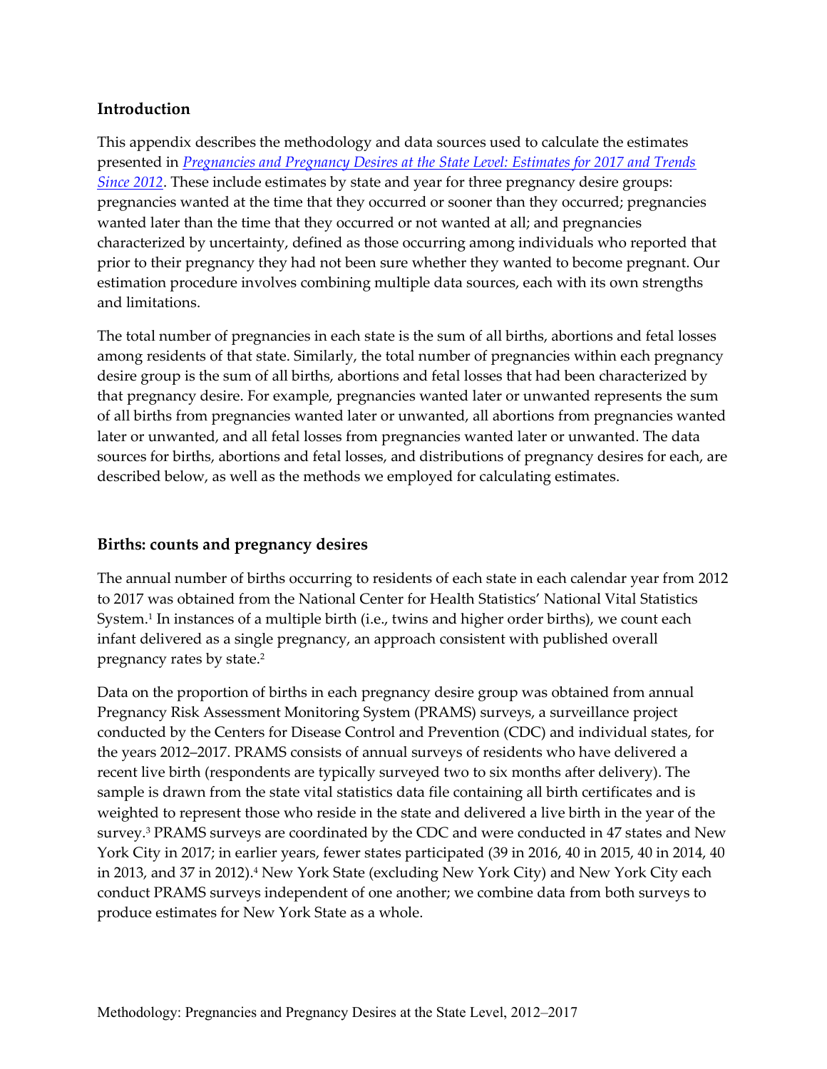## Introduction

This appendix describes the methodology and data sources used to calculate the estimates presented in *Pregnancies and Pregnancy Desires at the State Level: Estimates for 2017 and Trends Since 2012*. These include estimates by state and year for three pregnancy desire groups: pregnancies wanted at the time that they occurred or sooner than they occurred; pregnancies wanted later than the time that they occurred or not wanted at all; and pregnancies characterized by uncertainty, defined as those occurring among individuals who reported that prior to their pregnancy they had not been sure whether they wanted to become pregnant. Our estimation procedure involves combining multiple data sources, each with its own strengths and limitations.

The total number of pregnancies in each state is the sum of all births, abortions and fetal losses among residents of that state. Similarly, the total number of pregnancies within each pregnancy desire group is the sum of all births, abortions and fetal losses that had been characterized by that pregnancy desire. For example, pregnancies wanted later or unwanted represents the sum of all births from pregnancies wanted later or unwanted, all abortions from pregnancies wanted later or unwanted, and all fetal losses from pregnancies wanted later or unwanted. The data sources for births, abortions and fetal losses, and distributions of pregnancy desires for each, are described below, as well as the methods we employed for calculating estimates.

## Births: counts and pregnancy desires

The annual number of births occurring to residents of each state in each calendar year from 2012 to 2017 was obtained from the National Center for Health Statistics' National Vital Statistics System.[1] In instances of a multiple birth (i.e., twins and higher order births), we count each infant delivered as a single pregnancy, an approach consistent with published overall pregnancy rates by state.[2]

Data on the proportion of births in each pregnancy desire group was obtained from annual Pregnancy Risk Assessment Monitoring System (PRAMS) surveys, a surveillance project conducted by the Centers for Disease Control and Prevention (CDC) and individual states, for the years 2012–2017. PRAMS consists of annual surveys of residents who have delivered a recent live birth (respondents are typically surveyed two to six months after delivery). The sample is drawn from the state vital statistics data file containing all birth certificates and is weighted to represent those who reside in the state and delivered a live birth in the year of the survey.[3] PRAMS surveys are coordinated by the CDC and were conducted in 47 states and New York City in 2017; in earlier years, fewer states participated (39 in 2016, 40 in 2015, 40 in 2014, 40 in 2013, and 37 in 2012).[4] New York State (excluding New York City) and New York City each conduct PRAMS surveys independent of one another; we combine data from both surveys to produce estimates for New York State as a whole.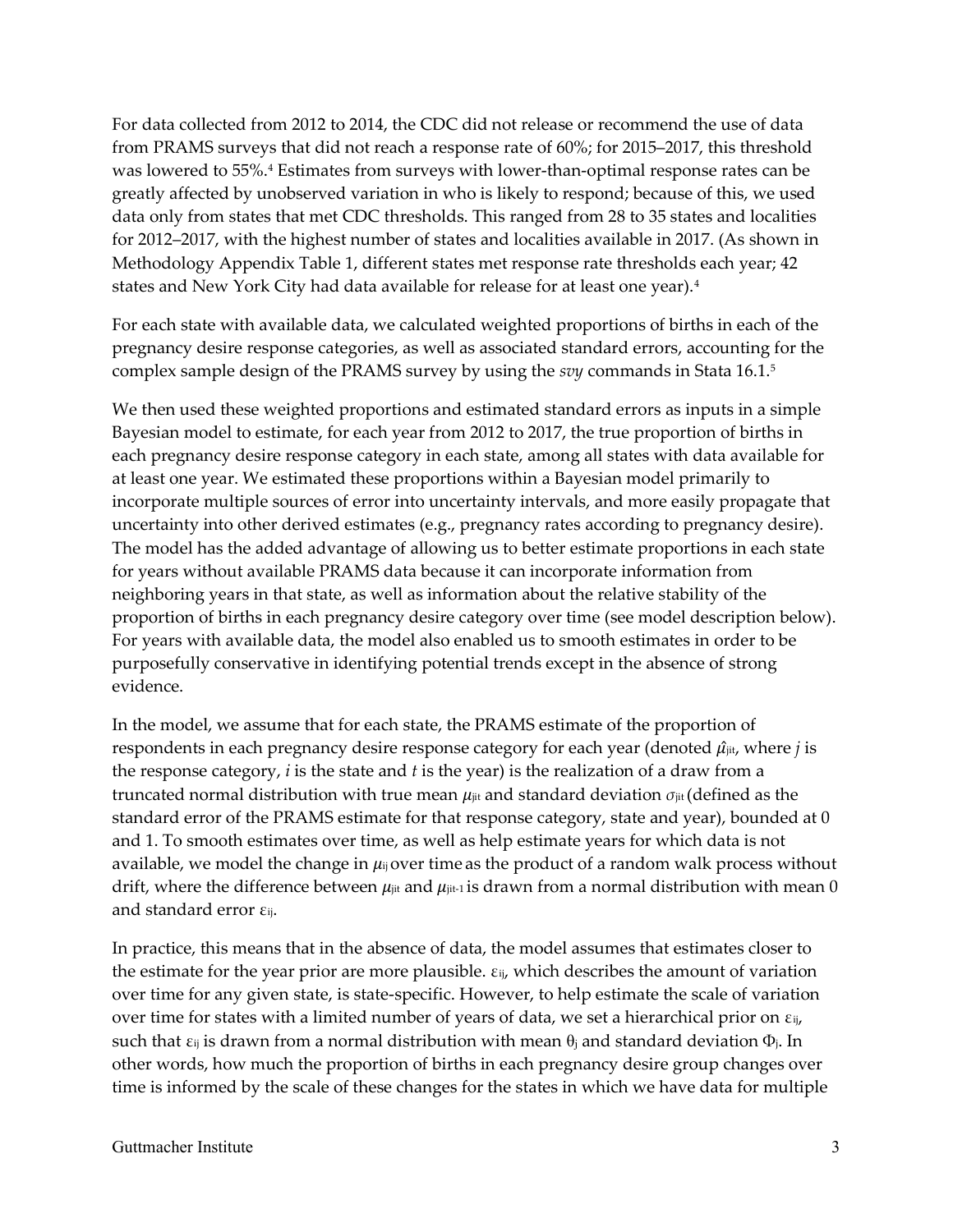For data collected from 2012 to 2014, the CDC did not release or recommend the use of data from PRAMS surveys that did not reach a response rate of 60%; for 2015–2017, this threshold was lowered to 55%.[4] Estimates from surveys with lower-than-optimal response rates can be greatly affected by unobserved variation in who is likely to respond; because of this, we used data only from states that met CDC thresholds. This ranged from 28 to 35 states and localities for 2012–2017, with the highest number of states and localities available in 2017. (As shown in Methodology Appendix Table 1, different states met response rate thresholds each year; 42 states and New York City had data available for release for at least one year).[4]

For each state with available data, we calculated weighted proportions of births in each of the pregnancy desire response categories, as well as associated standard errors, accounting for the complex sample design of the PRAMS survey by using the *svy* commands in Stata 16.1.[5]

We then used these weighted proportions and estimated standard errors as inputs in a simple Bayesian model to estimate, for each year from 2012 to 2017, the true proportion of births in each pregnancy desire response category in each state, among all states with data available for at least one year. We estimated these proportions within a Bayesian model primarily to incorporate multiple sources of error into uncertainty intervals, and more easily propagate that uncertainty into other derived estimates (e.g., pregnancy rates according to pregnancy desire). The model has the added advantage of allowing us to better estimate proportions in each state for years without available PRAMS data because it can incorporate information from neighboring years in that state, as well as information about the relative stability of the proportion of births in each pregnancy desire category over time (see model description below). For years with available data, the model also enabled us to smooth estimates in order to be purposefully conservative in identifying potential trends except in the absence of strong evidence.

In the model, we assume that for each state, the PRAMS estimate of the proportion of respondents in each pregnancy desire response category for each year (denoted $\hat{\mu}_{jit}$, where $j$ is the response category, $i$ is the state and $t$ is the year) is the realization of a draw from a truncated normal distribution with true mean $\mu_{jit}$ and standard deviation $\sigma_{jit}$ (defined as the standard error of the PRAMS estimate for that response category, state and year), bounded at 0 and 1. To smooth estimates over time, as well as help estimate years for which data is not available, we model the change in $\mu_{ij}$ over time as the product of a random walk process without drift, where the difference between $\mu_{jit}$ and $\mu_{jit-1}$ is drawn from a normal distribution with mean 0 and standard error $\varepsilon_{ij}$.

In practice, this means that in the absence of data, the model assumes that estimates closer to the estimate for the year prior are more plausible. $\varepsilon_{ij}$, which describes the amount of variation over time for any given state, is state-specific. However, to help estimate the scale of variation over time for states with a limited number of years of data, we set a hierarchical prior on $\varepsilon_{ij}$, such that $\varepsilon_{ij}$ is drawn from a normal distribution with mean $\theta_j$ and standard deviation $\Phi_j$. In other words, how much the proportion of births in each pregnancy desire group changes over time is informed by the scale of these changes for the states in which we have data for multiple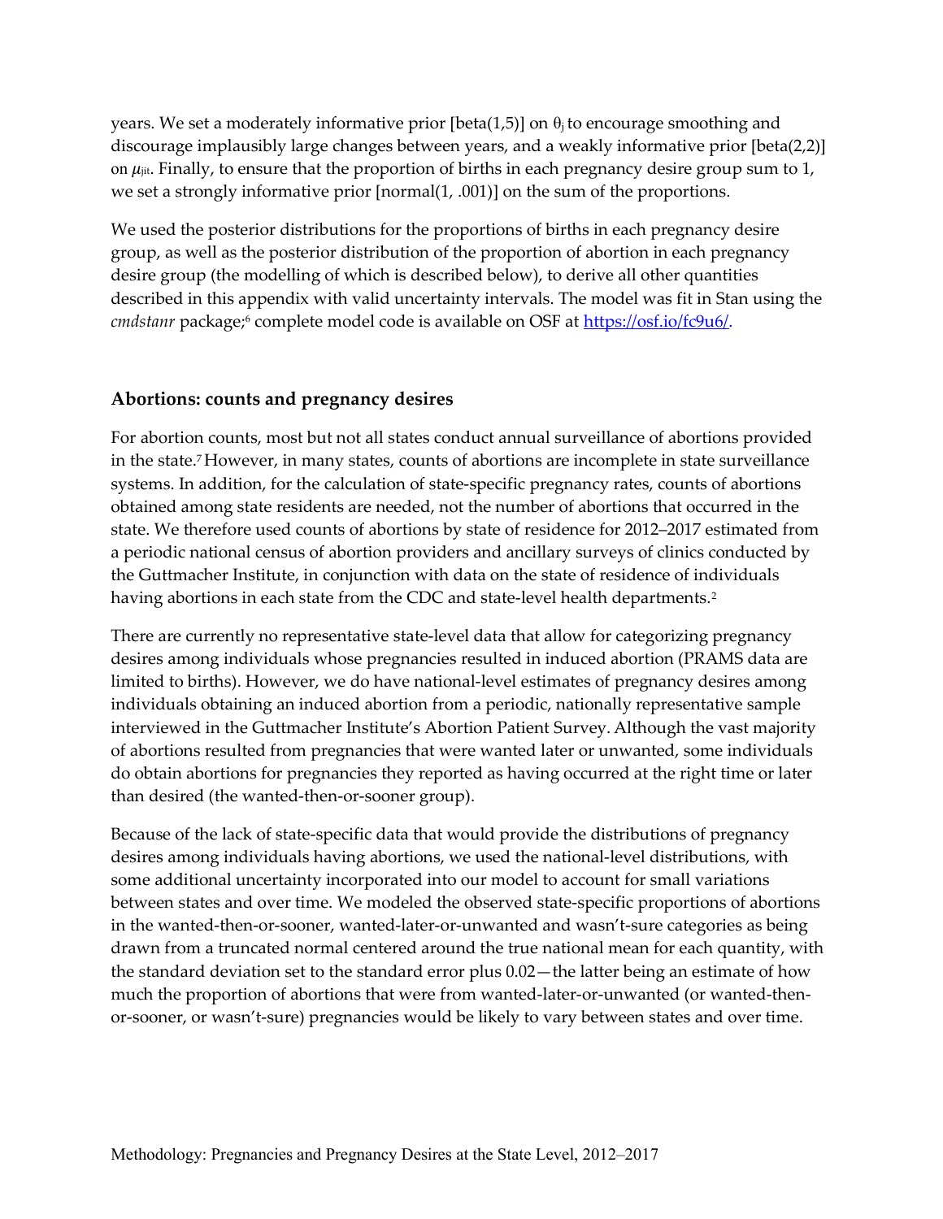years. We set a moderately informative prior [beta(1,5)] on $\theta_j$ to encourage smoothing and discourage implausibly large changes between years, and a weakly informative prior [beta(2,2)] on $\mu_{jit}$. Finally, to ensure that the proportion of births in each pregnancy desire group sum to 1, we set a strongly informative prior [normal(1, .001)] on the sum of the proportions.

We used the posterior distributions for the proportions of births in each pregnancy desire group, as well as the posterior distribution of the proportion of abortion in each pregnancy desire group (the modelling of which is described below), to derive all other quantities described in this appendix with valid uncertainty intervals. The model was fit in Stan using the *cmdstanr* package;[6] complete model code is available on OSF at https://osf.io/fc9u6/.

## Abortions: counts and pregnancy desires

For abortion counts, most but not all states conduct annual surveillance of abortions provided in the state.[7] However, in many states, counts of abortions are incomplete in state surveillance systems. In addition, for the calculation of state-specific pregnancy rates, counts of abortions obtained among state residents are needed, not the number of abortions that occurred in the state. We therefore used counts of abortions by state of residence for 2012–2017 estimated from a periodic national census of abortion providers and ancillary surveys of clinics conducted by the Guttmacher Institute, in conjunction with data on the state of residence of individuals having abortions in each state from the CDC and state-level health departments.[2]

There are currently no representative state-level data that allow for categorizing pregnancy desires among individuals whose pregnancies resulted in induced abortion (PRAMS data are limited to births). However, we do have national-level estimates of pregnancy desires among individuals obtaining an induced abortion from a periodic, nationally representative sample interviewed in the Guttmacher Institute's Abortion Patient Survey. Although the vast majority of abortions resulted from pregnancies that were wanted later or unwanted, some individuals do obtain abortions for pregnancies they reported as having occurred at the right time or later than desired (the wanted-then-or-sooner group).

Because of the lack of state-specific data that would provide the distributions of pregnancy desires among individuals having abortions, we used the national-level distributions, with some additional uncertainty incorporated into our model to account for small variations between states and over time. We modeled the observed state-specific proportions of abortions in the wanted-then-or-sooner, wanted-later-or-unwanted and wasn't-sure categories as being drawn from a truncated normal centered around the true national mean for each quantity, with the standard deviation set to the standard error plus 0.02—the latter being an estimate of how much the proportion of abortions that were from wanted-later-or-unwanted (or wanted-then-or-sooner, or wasn't-sure) pregnancies would be likely to vary between states and over time.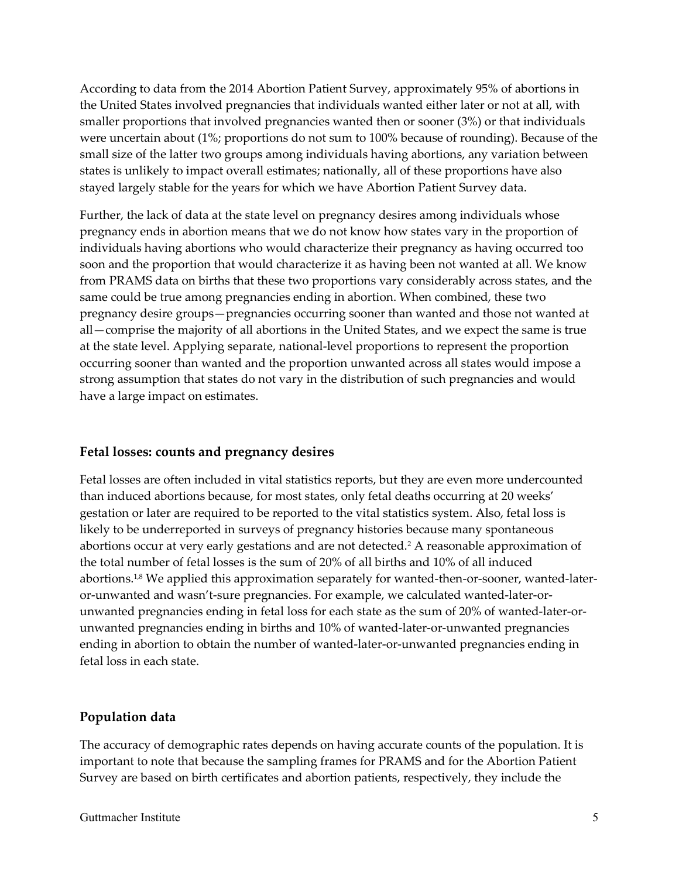According to data from the 2014 Abortion Patient Survey, approximately 95% of abortions in the United States involved pregnancies that individuals wanted either later or not at all, with smaller proportions that involved pregnancies wanted then or sooner (3%) or that individuals were uncertain about (1%; proportions do not sum to 100% because of rounding). Because of the small size of the latter two groups among individuals having abortions, any variation between states is unlikely to impact overall estimates; nationally, all of these proportions have also stayed largely stable for the years for which we have Abortion Patient Survey data.

Further, the lack of data at the state level on pregnancy desires among individuals whose pregnancy ends in abortion means that we do not know how states vary in the proportion of individuals having abortions who would characterize their pregnancy as having occurred too soon and the proportion that would characterize it as having been not wanted at all. We know from PRAMS data on births that these two proportions vary considerably across states, and the same could be true among pregnancies ending in abortion. When combined, these two pregnancy desire groups—pregnancies occurring sooner than wanted and those not wanted at all—comprise the majority of all abortions in the United States, and we expect the same is true at the state level. Applying separate, national-level proportions to represent the proportion occurring sooner than wanted and the proportion unwanted across all states would impose a strong assumption that states do not vary in the distribution of such pregnancies and would have a large impact on estimates.

## Fetal losses: counts and pregnancy desires

Fetal losses are often included in vital statistics reports, but they are even more undercounted than induced abortions because, for most states, only fetal deaths occurring at 20 weeks' gestation or later are required to be reported to the vital statistics system. Also, fetal loss is likely to be underreported in surveys of pregnancy histories because many spontaneous abortions occur at very early gestations and are not detected.[2] A reasonable approximation of the total number of fetal losses is the sum of 20% of all births and 10% of all induced abortions.[1,8] We applied this approximation separately for wanted-then-or-sooner, wanted-later-or-unwanted and wasn't-sure pregnancies. For example, we calculated wanted-later-or-unwanted pregnancies ending in fetal loss for each state as the sum of 20% of wanted-later-or-unwanted pregnancies ending in births and 10% of wanted-later-or-unwanted pregnancies ending in abortion to obtain the number of wanted-later-or-unwanted pregnancies ending in fetal loss in each state.

## Population data

The accuracy of demographic rates depends on having accurate counts of the population. It is important to note that because the sampling frames for PRAMS and for the Abortion Patient Survey are based on birth certificates and abortion patients, respectively, they include the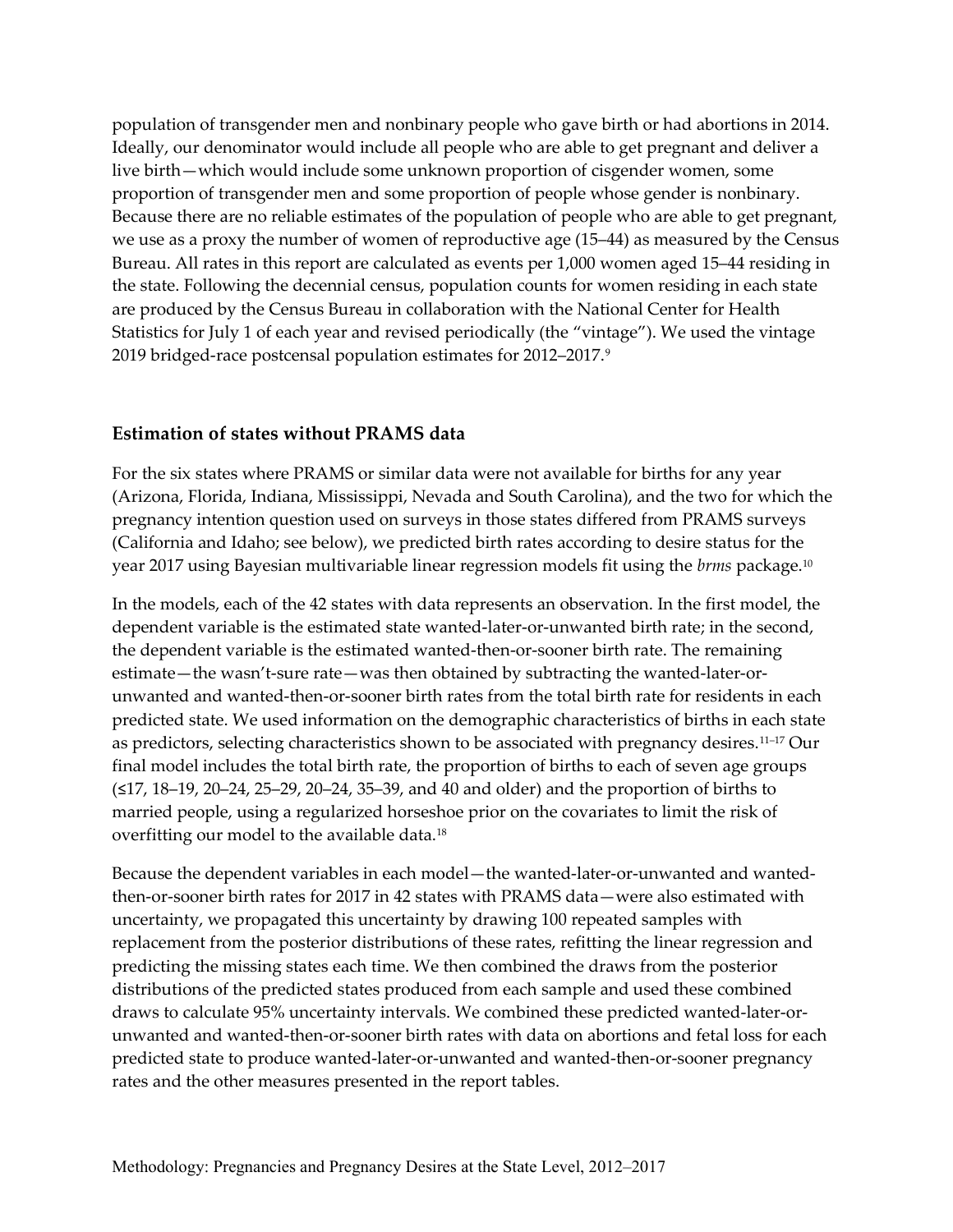population of transgender men and nonbinary people who gave birth or had abortions in 2014. Ideally, our denominator would include all people who are able to get pregnant and deliver a live birth—which would include some unknown proportion of cisgender women, some proportion of transgender men and some proportion of people whose gender is nonbinary. Because there are no reliable estimates of the population of people who are able to get pregnant, we use as a proxy the number of women of reproductive age (15–44) as measured by the Census Bureau. All rates in this report are calculated as events per 1,000 women aged 15–44 residing in the state. Following the decennial census, population counts for women residing in each state are produced by the Census Bureau in collaboration with the National Center for Health Statistics for July 1 of each year and revised periodically (the "vintage"). We used the vintage 2019 bridged-race postcensal population estimates for 2012–2017.[9]

## Estimation of states without PRAMS data

For the six states where PRAMS or similar data were not available for births for any year (Arizona, Florida, Indiana, Mississippi, Nevada and South Carolina), and the two for which the pregnancy intention question used on surveys in those states differed from PRAMS surveys (California and Idaho; see below), we predicted birth rates according to desire status for the year 2017 using Bayesian multivariable linear regression models fit using the *brms* package.[10]

In the models, each of the 42 states with data represents an observation. In the first model, the dependent variable is the estimated state wanted-later-or-unwanted birth rate; in the second, the dependent variable is the estimated wanted-then-or-sooner birth rate. The remaining estimate—the wasn't-sure rate—was then obtained by subtracting the wanted-later-or-unwanted and wanted-then-or-sooner birth rates from the total birth rate for residents in each predicted state. We used information on the demographic characteristics of births in each state as predictors, selecting characteristics shown to be associated with pregnancy desires.[11–17] Our final model includes the total birth rate, the proportion of births to each of seven age groups (≤17, 18–19, 20–24, 25–29, 20–24, 35–39, and 40 and older) and the proportion of births to married people, using a regularized horseshoe prior on the covariates to limit the risk of overfitting our model to the available data.[18]

Because the dependent variables in each model—the wanted-later-or-unwanted and wanted-then-or-sooner birth rates for 2017 in 42 states with PRAMS data—were also estimated with uncertainty, we propagated this uncertainty by drawing 100 repeated samples with replacement from the posterior distributions of these rates, refitting the linear regression and predicting the missing states each time. We then combined the draws from the posterior distributions of the predicted states produced from each sample and used these combined draws to calculate 95% uncertainty intervals. We combined these predicted wanted-later-or-unwanted and wanted-then-or-sooner birth rates with data on abortions and fetal loss for each predicted state to produce wanted-later-or-unwanted and wanted-then-or-sooner pregnancy rates and the other measures presented in the report tables.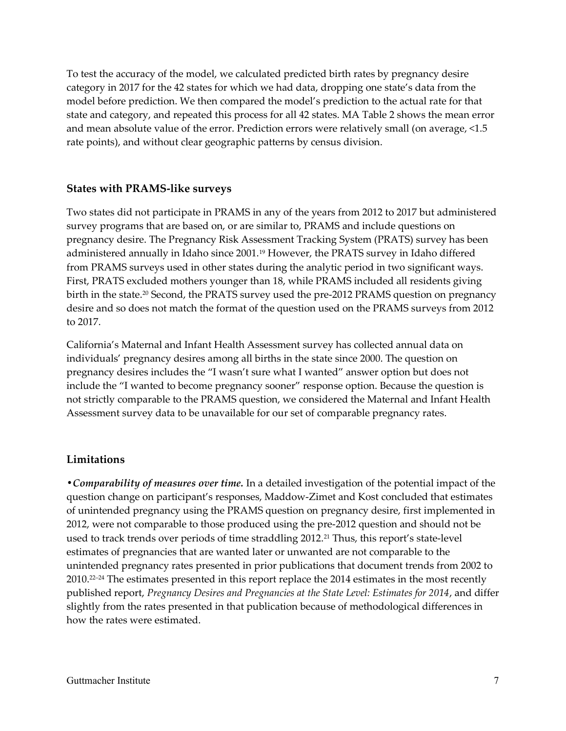To test the accuracy of the model, we calculated predicted birth rates by pregnancy desire category in 2017 for the 42 states for which we had data, dropping one state's data from the model before prediction. We then compared the model's prediction to the actual rate for that state and category, and repeated this process for all 42 states. MA Table 2 shows the mean error and mean absolute value of the error. Prediction errors were relatively small (on average, <1.5 rate points), and without clear geographic patterns by census division.

### States with PRAMS-like surveys

Two states did not participate in PRAMS in any of the years from 2012 to 2017 but administered survey programs that are based on, or are similar to, PRAMS and include questions on pregnancy desire. The Pregnancy Risk Assessment Tracking System (PRATS) survey has been administered annually in Idaho since 2001.[19] However, the PRATS survey in Idaho differed from PRAMS surveys used in other states during the analytic period in two significant ways. First, PRATS excluded mothers younger than 18, while PRAMS included all residents giving birth in the state.[20] Second, the PRATS survey used the pre-2012 PRAMS question on pregnancy desire and so does not match the format of the question used on the PRAMS surveys from 2012 to 2017.

California's Maternal and Infant Health Assessment survey has collected annual data on individuals' pregnancy desires among all births in the state since 2000. The question on pregnancy desires includes the "I wasn't sure what I wanted" answer option but does not include the "I wanted to become pregnancy sooner" response option. Because the question is not strictly comparable to the PRAMS question, we considered the Maternal and Infant Health Assessment survey data to be unavailable for our set of comparable pregnancy rates.

## Limitations

• ***Comparability of measures over time.*** In a detailed investigation of the potential impact of the question change on participant's responses, Maddow-Zimet and Kost concluded that estimates of unintended pregnancy using the PRAMS question on pregnancy desire, first implemented in 2012, were not comparable to those produced using the pre-2012 question and should not be used to track trends over periods of time straddling 2012.[21] Thus, this report's state-level estimates of pregnancies that are wanted later or unwanted are not comparable to the unintended pregnancy rates presented in prior publications that document trends from 2002 to 2010.[22–24] The estimates presented in this report replace the 2014 estimates in the most recently published report, *Pregnancy Desires and Pregnancies at the State Level: Estimates for 2014*, and differ slightly from the rates presented in that publication because of methodological differences in how the rates were estimated.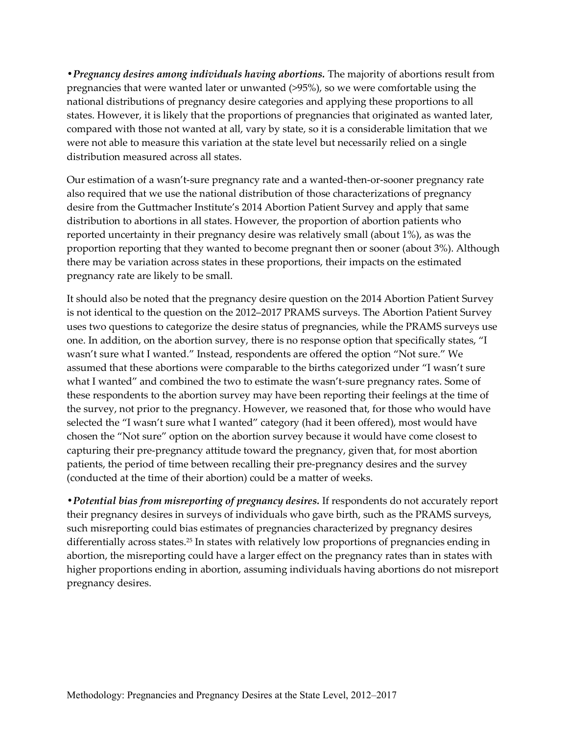• ***Pregnancy desires among individuals having abortions.*** The majority of abortions result from pregnancies that were wanted later or unwanted (>95%), so we were comfortable using the national distributions of pregnancy desire categories and applying these proportions to all states. However, it is likely that the proportions of pregnancies that originated as wanted later, compared with those not wanted at all, vary by state, so it is a considerable limitation that we were not able to measure this variation at the state level but necessarily relied on a single distribution measured across all states.

Our estimation of a wasn't-sure pregnancy rate and a wanted-then-or-sooner pregnancy rate also required that we use the national distribution of those characterizations of pregnancy desire from the Guttmacher Institute's 2014 Abortion Patient Survey and apply that same distribution to abortions in all states. However, the proportion of abortion patients who reported uncertainty in their pregnancy desire was relatively small (about 1%), as was the proportion reporting that they wanted to become pregnant then or sooner (about 3%). Although there may be variation across states in these proportions, their impacts on the estimated pregnancy rate are likely to be small.

It should also be noted that the pregnancy desire question on the 2014 Abortion Patient Survey is not identical to the question on the 2012–2017 PRAMS surveys. The Abortion Patient Survey uses two questions to categorize the desire status of pregnancies, while the PRAMS surveys use one. In addition, on the abortion survey, there is no response option that specifically states, "I wasn't sure what I wanted." Instead, respondents are offered the option "Not sure." We assumed that these abortions were comparable to the births categorized under "I wasn't sure what I wanted" and combined the two to estimate the wasn't-sure pregnancy rates. Some of these respondents to the abortion survey may have been reporting their feelings at the time of the survey, not prior to the pregnancy. However, we reasoned that, for those who would have selected the "I wasn't sure what I wanted" category (had it been offered), most would have chosen the "Not sure" option on the abortion survey because it would have come closest to capturing their pre-pregnancy attitude toward the pregnancy, given that, for most abortion patients, the period of time between recalling their pre-pregnancy desires and the survey (conducted at the time of their abortion) could be a matter of weeks.

• ***Potential bias from misreporting of pregnancy desires.*** If respondents do not accurately report their pregnancy desires in surveys of individuals who gave birth, such as the PRAMS surveys, such misreporting could bias estimates of pregnancies characterized by pregnancy desires differentially across states.[25] In states with relatively low proportions of pregnancies ending in abortion, the misreporting could have a larger effect on the pregnancy rates than in states with higher proportions ending in abortion, assuming individuals having abortions do not misreport pregnancy desires.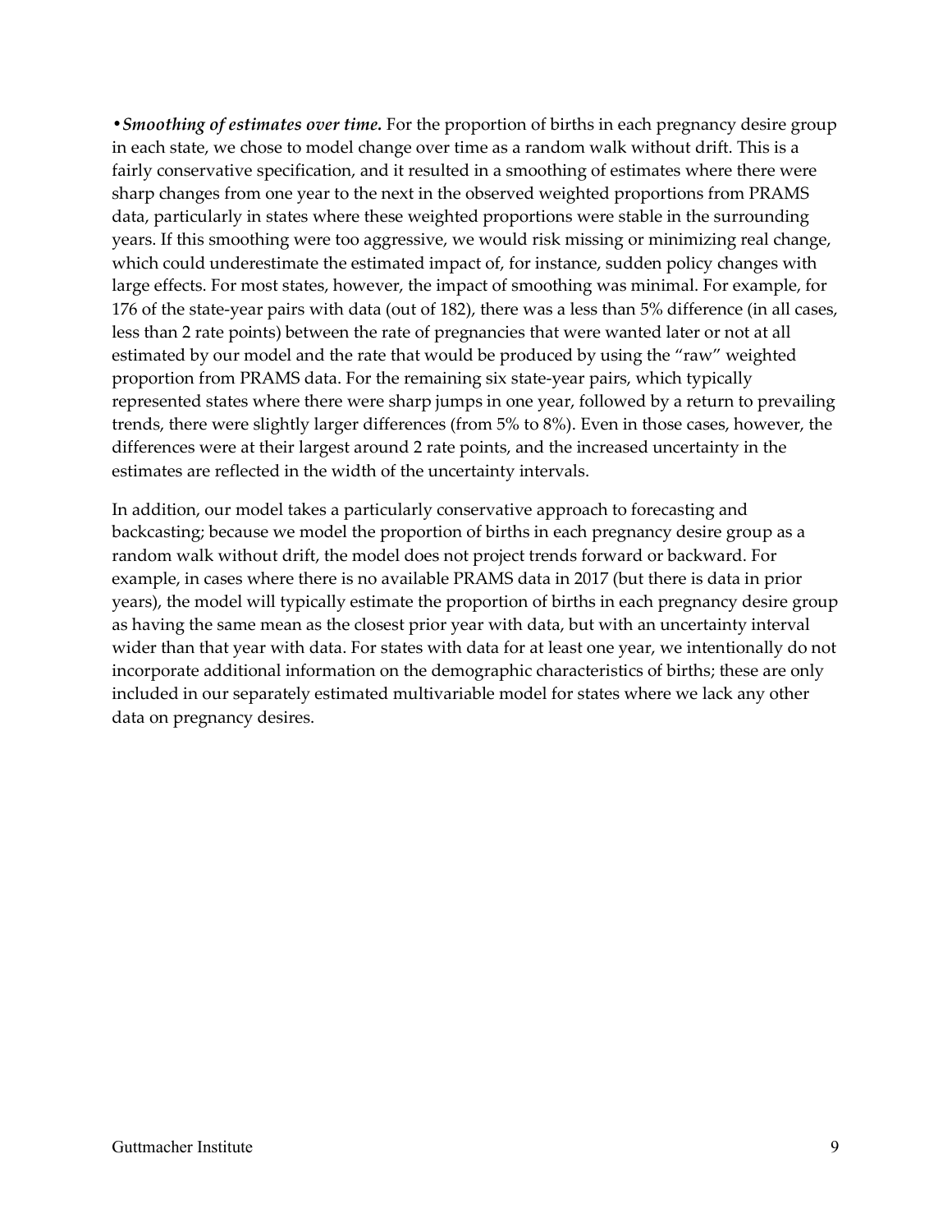• ***Smoothing of estimates over time.*** For the proportion of births in each pregnancy desire group in each state, we chose to model change over time as a random walk without drift. This is a fairly conservative specification, and it resulted in a smoothing of estimates where there were sharp changes from one year to the next in the observed weighted proportions from PRAMS data, particularly in states where these weighted proportions were stable in the surrounding years. If this smoothing were too aggressive, we would risk missing or minimizing real change, which could underestimate the estimated impact of, for instance, sudden policy changes with large effects. For most states, however, the impact of smoothing was minimal. For example, for 176 of the state-year pairs with data (out of 182), there was a less than 5% difference (in all cases, less than 2 rate points) between the rate of pregnancies that were wanted later or not at all estimated by our model and the rate that would be produced by using the "raw" weighted proportion from PRAMS data. For the remaining six state-year pairs, which typically represented states where there were sharp jumps in one year, followed by a return to prevailing trends, there were slightly larger differences (from 5% to 8%). Even in those cases, however, the differences were at their largest around 2 rate points, and the increased uncertainty in the estimates are reflected in the width of the uncertainty intervals.

In addition, our model takes a particularly conservative approach to forecasting and backcasting; because we model the proportion of births in each pregnancy desire group as a random walk without drift, the model does not project trends forward or backward. For example, in cases where there is no available PRAMS data in 2017 (but there is data in prior years), the model will typically estimate the proportion of births in each pregnancy desire group as having the same mean as the closest prior year with data, but with an uncertainty interval wider than that year with data. For states with data for at least one year, we intentionally do not incorporate additional information on the demographic characteristics of births; these are only included in our separately estimated multivariable model for states where we lack any other data on pregnancy desires.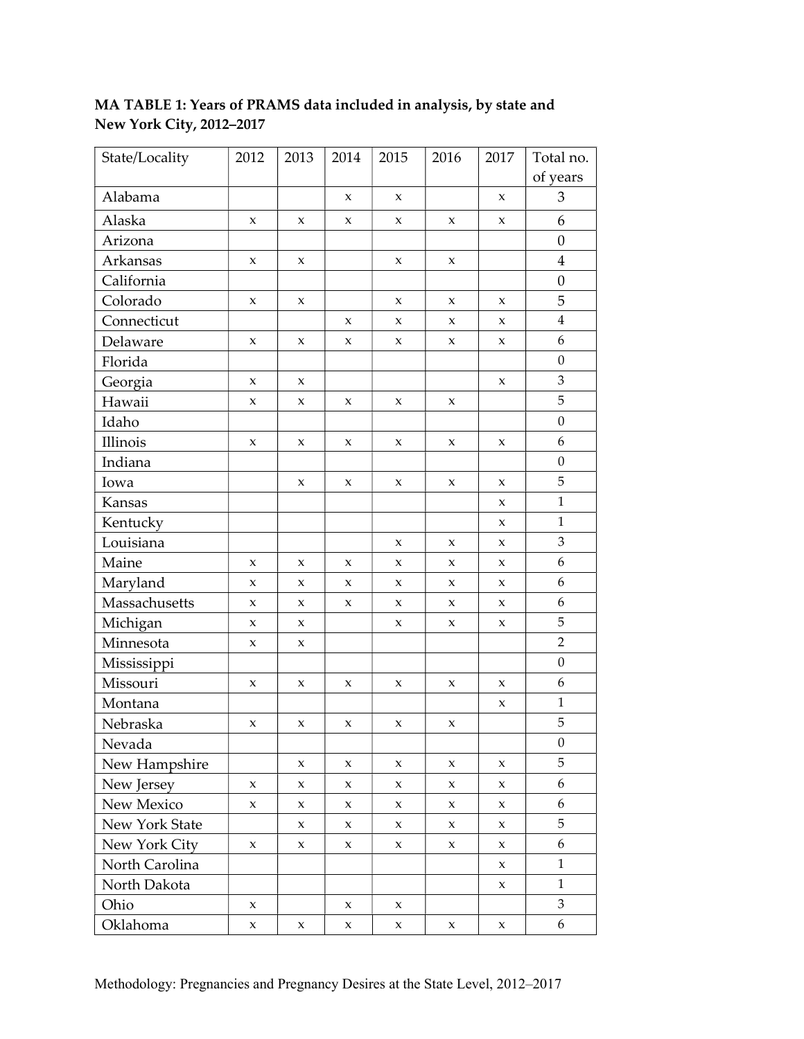**MA TABLE 1: Years of PRAMS data included in analysis, by state and New York City, 2012–2017**

| State/Locality | 2012 | 2013 | 2014 | 2015 | 2016 | 2017 | Total no. of years |
|---|---|---|---|---|---|---|---|
| Alabama | | | x | x | | x | 3 |
| Alaska | x | x | x | x | x | x | 6 |
| Arizona | | | | | | | 0 |
| Arkansas | x | x | | x | x | | 4 |
| California | | | | | | | 0 |
| Colorado | x | x | | x | x | x | 5 |
| Connecticut | | | x | x | x | x | 4 |
| Delaware | x | x | x | x | x | x | 6 |
| Florida | | | | | | | 0 |
| Georgia | x | x | | | | x | 3 |
| Hawaii | x | x | x | x | x | | 5 |
| Idaho | | | | | | | 0 |
| Illinois | x | x | x | x | x | x | 6 |
| Indiana | | | | | | | 0 |
| Iowa | | x | x | x | x | x | 5 |
| Kansas | | | | | | x | 1 |
| Kentucky | | | | | | x | 1 |
| Louisiana | | | | x | x | x | 3 |
| Maine | x | x | x | x | x | x | 6 |
| Maryland | x | x | x | x | x | x | 6 |
| Massachusetts | x | x | x | x | x | x | 6 |
| Michigan | x | x | | x | x | x | 5 |
| Minnesota | x | x | | | | | 2 |
| Mississippi | | | | | | | 0 |
| Missouri | x | x | x | x | x | x | 6 |
| Montana | | | | | | x | 1 |
| Nebraska | x | x | x | x | x | | 5 |
| Nevada | | | | | | | 0 |
| New Hampshire | | x | x | x | x | x | 5 |
| New Jersey | x | x | x | x | x | x | 6 |
| New Mexico | x | x | x | x | x | x | 6 |
| New York State | | x | x | x | x | x | 5 |
| New York City | x | x | x | x | x | x | 6 |
| North Carolina | | | | | | x | 1 |
| North Dakota | | | | | | x | 1 |
| Ohio | x | | x | x | | | 3 |
| Oklahoma | x | x | x | x | x | x | 6 |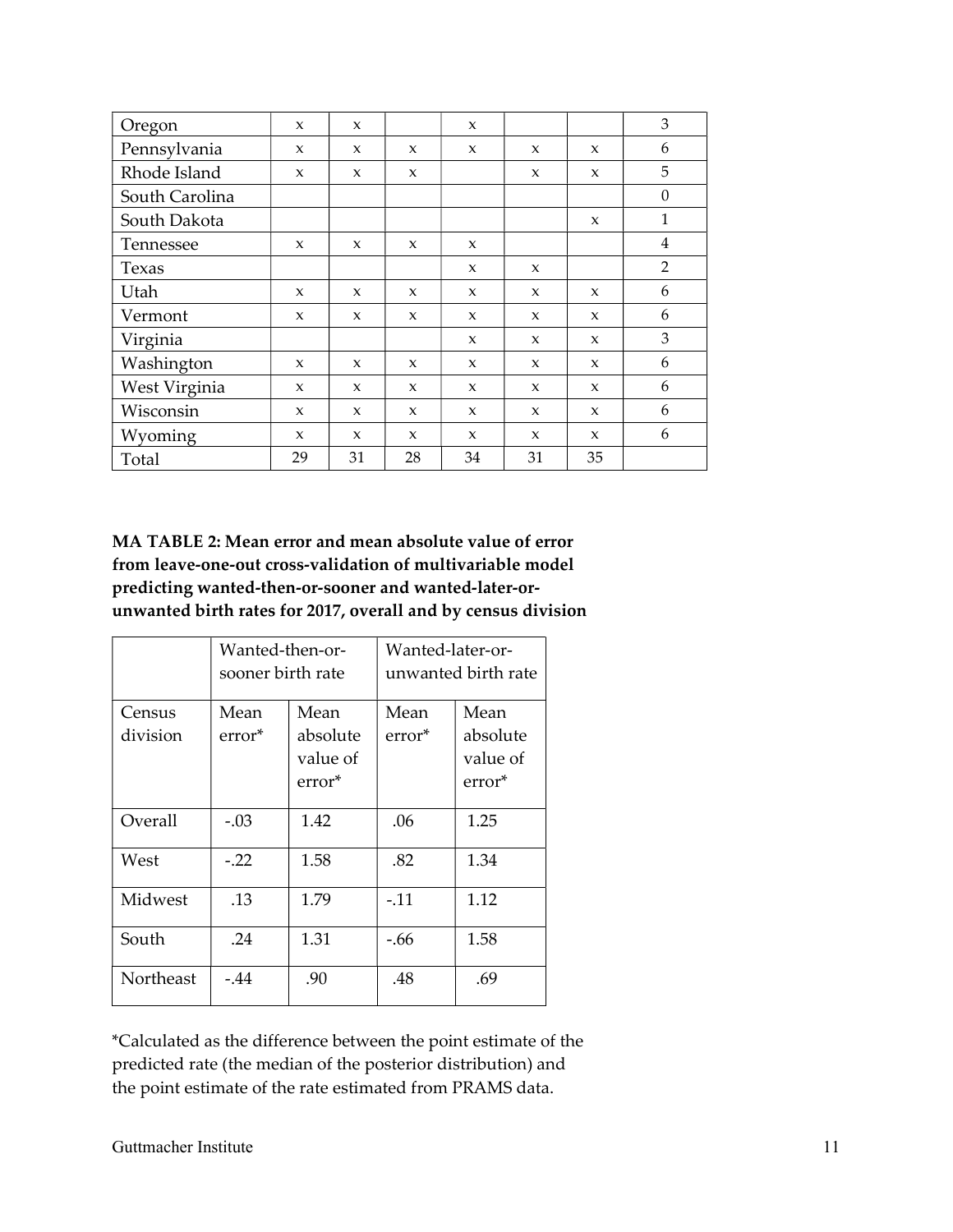| | | | | | | | |
|---|---|---|---|---|---|---|---|
| Oregon | x | x | | x | | | 3 |
| Pennsylvania | x | x | x | x | x | x | 6 |
| Rhode Island | x | x | x | | x | x | 5 |
| South Carolina | | | | | | | 0 |
| South Dakota | | | | | | x | 1 |
| Tennessee | x | x | x | x | | | 4 |
| Texas | | | | x | x | | 2 |
| Utah | x | x | x | x | x | x | 6 |
| Vermont | x | x | x | x | x | x | 6 |
| Virginia | | | | x | x | x | 3 |
| Washington | x | x | x | x | x | x | 6 |
| West Virginia | x | x | x | x | x | x | 6 |
| Wisconsin | x | x | x | x | x | x | 6 |
| Wyoming | x | x | x | x | x | x | 6 |
| Total | 29 | 31 | 28 | 34 | 31 | 35 | |

**MA TABLE 2: Mean error and mean absolute value of error from leave-one-out cross-validation of multivariable model predicting wanted-then-or-sooner and wanted-later-or-unwanted birth rates for 2017, overall and by census division**

| | Wanted-then-or-sooner birth rate | | Wanted-later-or-unwanted birth rate | |
|---|---|---|---|---|
| Census division | Mean error* | Mean absolute value of error* | Mean error* | Mean absolute value of error* |
| Overall | -.03 | 1.42 | .06 | 1.25 |
| West | -.22 | 1.58 | .82 | 1.34 |
| Midwest | .13 | 1.79 | -.11 | 1.12 |
| South | .24 | 1.31 | -.66 | 1.58 |
| Northeast | -.44 | .90 | .48 | .69 |

*Calculated as the difference between the point estimate of the predicted rate (the median of the posterior distribution) and the point estimate of the rate estimated from PRAMS data.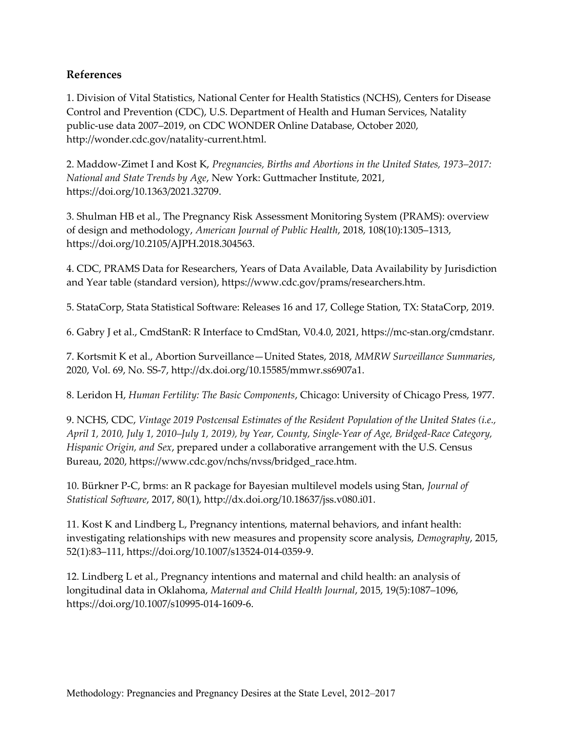## References

1. Division of Vital Statistics, National Center for Health Statistics (NCHS), Centers for Disease Control and Prevention (CDC), U.S. Department of Health and Human Services, Natality public-use data 2007–2019, on CDC WONDER Online Database, October 2020, http://wonder.cdc.gov/natality-current.html.

2. Maddow-Zimet I and Kost K, *Pregnancies, Births and Abortions in the United States, 1973–2017: National and State Trends by Age*, New York: Guttmacher Institute, 2021, https://doi.org/10.1363/2021.32709.

3. Shulman HB et al., The Pregnancy Risk Assessment Monitoring System (PRAMS): overview of design and methodology, *American Journal of Public Health*, 2018, 108(10):1305–1313, https://doi.org/10.2105/AJPH.2018.304563.

4. CDC, PRAMS Data for Researchers, Years of Data Available, Data Availability by Jurisdiction and Year table (standard version), https://www.cdc.gov/prams/researchers.htm.

5. StataCorp, Stata Statistical Software: Releases 16 and 17, College Station, TX: StataCorp, 2019.

6. Gabry J et al., CmdStanR: R Interface to CmdStan, V0.4.0, 2021, https://mc-stan.org/cmdstanr.

7. Kortsmit K et al., Abortion Surveillance—United States, 2018, *MMRW Surveillance Summaries*, 2020, Vol. 69, No. SS-7, http://dx.doi.org/10.15585/mmwr.ss6907a1.

8. Leridon H, *Human Fertility: The Basic Components*, Chicago: University of Chicago Press, 1977.

9. NCHS, CDC, *Vintage 2019 Postcensal Estimates of the Resident Population of the United States (i.e., April 1, 2010, July 1, 2010–July 1, 2019), by Year, County, Single-Year of Age, Bridged-Race Category, Hispanic Origin, and Sex*, prepared under a collaborative arrangement with the U.S. Census Bureau, 2020, https://www.cdc.gov/nchs/nvss/bridged_race.htm.

10. Bürkner P-C, brms: an R package for Bayesian multilevel models using Stan, *Journal of Statistical Software*, 2017, 80(1), http://dx.doi.org/10.18637/jss.v080.i01.

11. Kost K and Lindberg L, Pregnancy intentions, maternal behaviors, and infant health: investigating relationships with new measures and propensity score analysis, *Demography*, 2015, 52(1):83–111, https://doi.org/10.1007/s13524-014-0359-9.

12. Lindberg L et al., Pregnancy intentions and maternal and child health: an analysis of longitudinal data in Oklahoma, *Maternal and Child Health Journal*, 2015, 19(5):1087–1096, https://doi.org/10.1007/s10995-014-1609-6.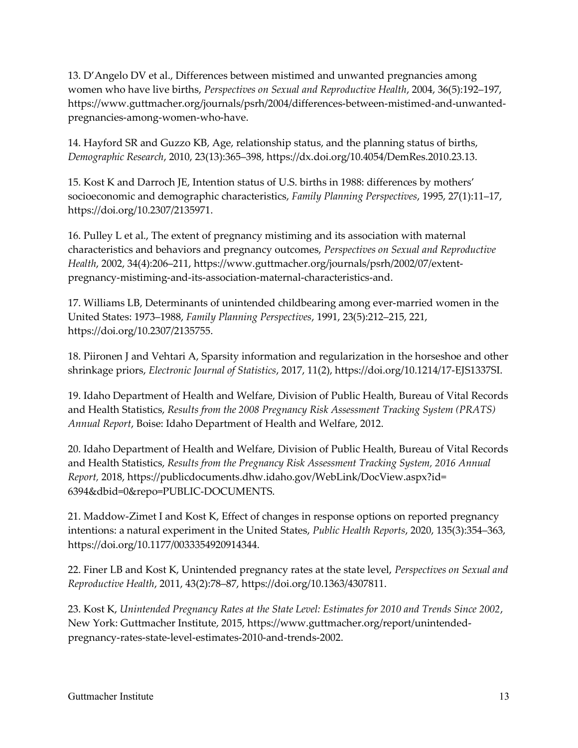13. D'Angelo DV et al., Differences between mistimed and unwanted pregnancies among women who have live births, *Perspectives on Sexual and Reproductive Health*, 2004, 36(5):192–197, https://www.guttmacher.org/journals/psrh/2004/differences-between-mistimed-and-unwanted-pregnancies-among-women-who-have.

14. Hayford SR and Guzzo KB, Age, relationship status, and the planning status of births, *Demographic Research*, 2010, 23(13):365–398, https://dx.doi.org/10.4054/DemRes.2010.23.13.

15. Kost K and Darroch JE, Intention status of U.S. births in 1988: differences by mothers' socioeconomic and demographic characteristics, *Family Planning Perspectives*, 1995, 27(1):11–17, https://doi.org/10.2307/2135971.

16. Pulley L et al., The extent of pregnancy mistiming and its association with maternal characteristics and behaviors and pregnancy outcomes, *Perspectives on Sexual and Reproductive Health*, 2002, 34(4):206–211, https://www.guttmacher.org/journals/psrh/2002/07/extent-pregnancy-mistiming-and-its-association-maternal-characteristics-and.

17. Williams LB, Determinants of unintended childbearing among ever-married women in the United States: 1973–1988, *Family Planning Perspectives*, 1991, 23(5):212–215, 221, https://doi.org/10.2307/2135755.

18. Piironen J and Vehtari A, Sparsity information and regularization in the horseshoe and other shrinkage priors, *Electronic Journal of Statistics*, 2017, 11(2), https://doi.org/10.1214/17-EJS1337SI.

19. Idaho Department of Health and Welfare, Division of Public Health, Bureau of Vital Records and Health Statistics, *Results from the 2008 Pregnancy Risk Assessment Tracking System (PRATS) Annual Report*, Boise: Idaho Department of Health and Welfare, 2012.

20. Idaho Department of Health and Welfare, Division of Public Health, Bureau of Vital Records and Health Statistics, *Results from the Pregnancy Risk Assessment Tracking System, 2016 Annual Report,* 2018, https://publicdocuments.dhw.idaho.gov/WebLink/DocView.aspx?id=6394&dbid=0&repo=PUBLIC-DOCUMENTS.

21. Maddow-Zimet I and Kost K, Effect of changes in response options on reported pregnancy intentions: a natural experiment in the United States, *Public Health Reports*, 2020, 135(3):354–363, https://doi.org/10.1177/0033354920914344.

22. Finer LB and Kost K, Unintended pregnancy rates at the state level, *Perspectives on Sexual and Reproductive Health*, 2011, 43(2):78–87, https://doi.org/10.1363/4307811.

23. Kost K, *Unintended Pregnancy Rates at the State Level: Estimates for 2010 and Trends Since 2002*, New York: Guttmacher Institute, 2015, https://www.guttmacher.org/report/unintended-pregnancy-rates-state-level-estimates-2010-and-trends-2002.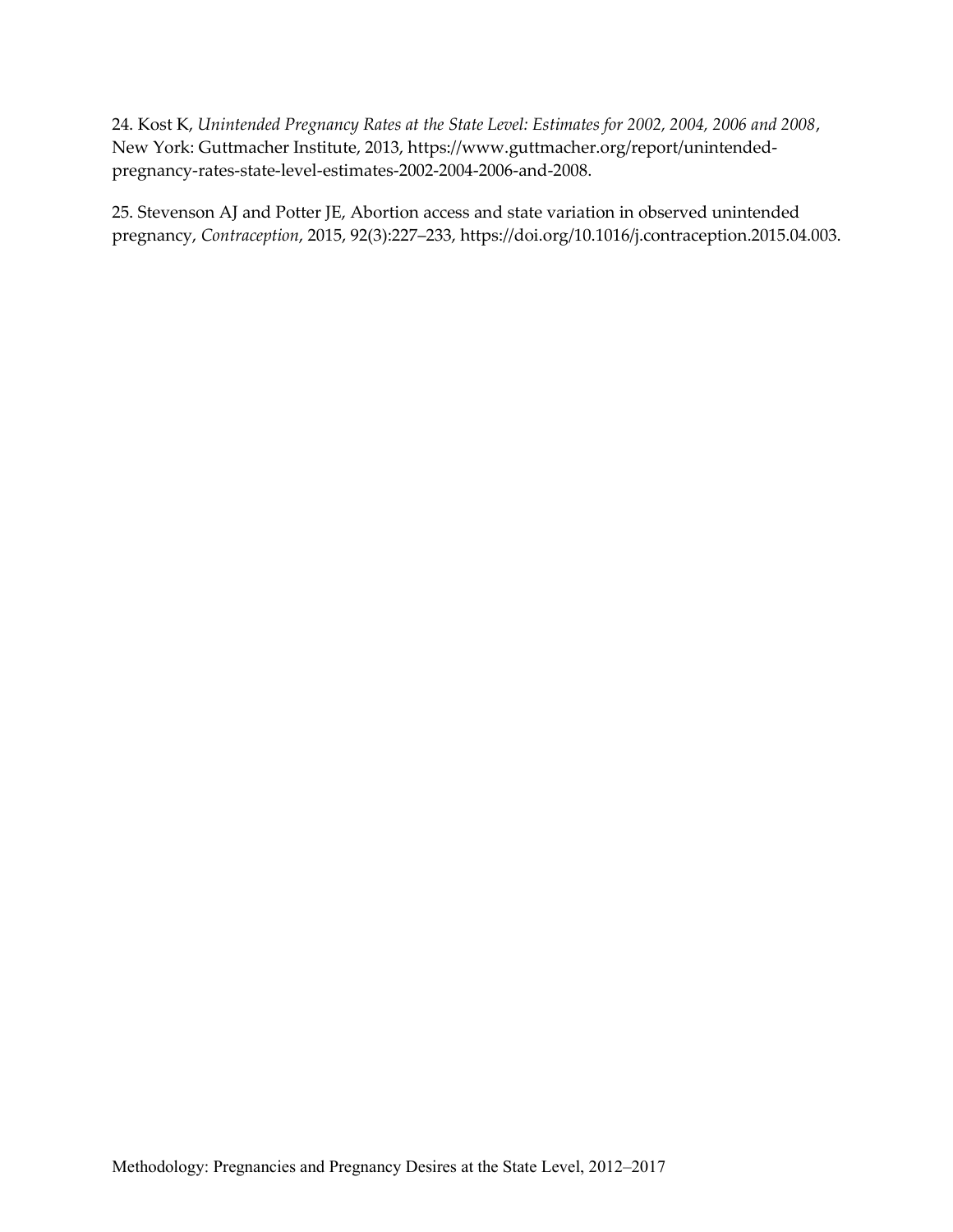24. Kost K, *Unintended Pregnancy Rates at the State Level: Estimates for 2002, 2004, 2006 and 2008*, New York: Guttmacher Institute, 2013, https://www.guttmacher.org/report/unintended-pregnancy-rates-state-level-estimates-2002-2004-2006-and-2008.

25. Stevenson AJ and Potter JE, Abortion access and state variation in observed unintended pregnancy, *Contraception*, 2015, 92(3):227–233, https://doi.org/10.1016/j.contraception.2015.04.003.